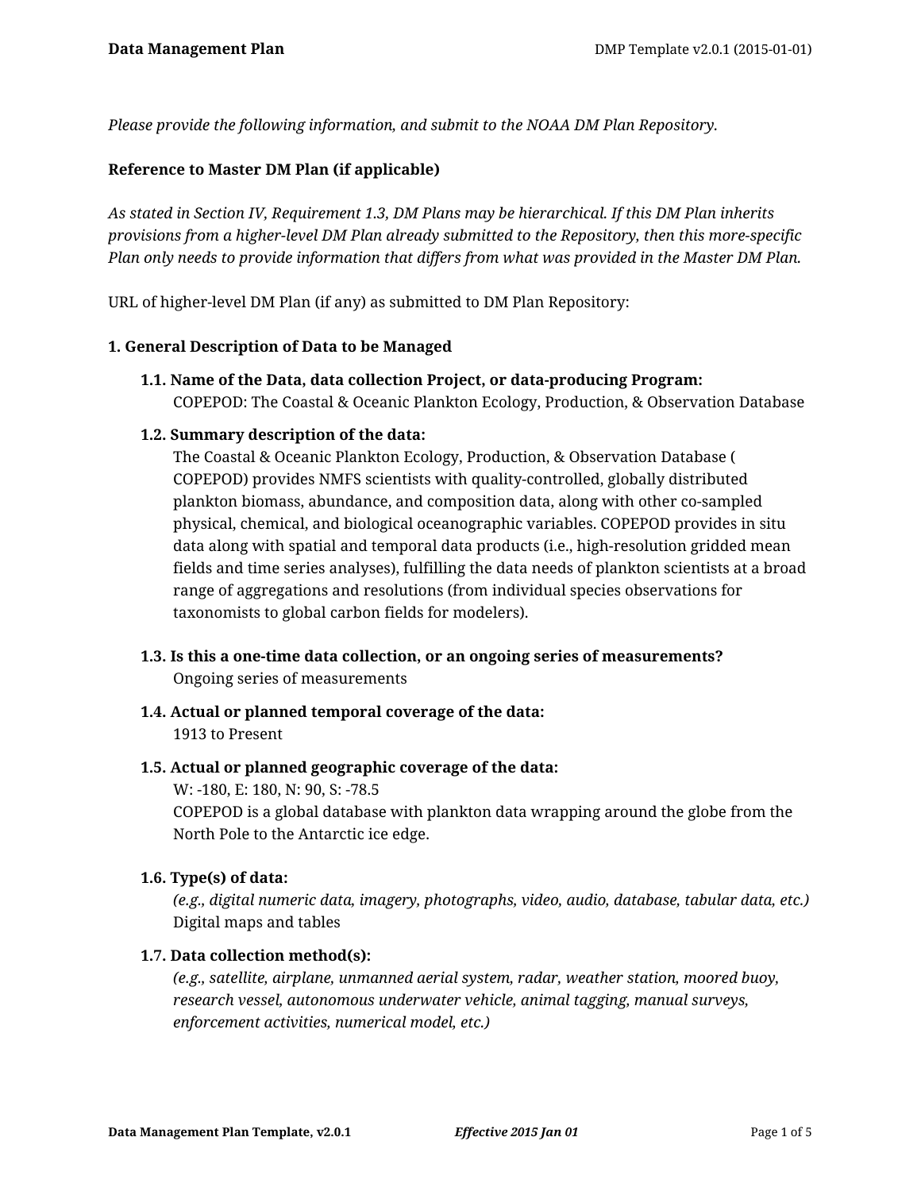*Please provide the following information, and submit to the NOAA DM Plan Repository.*

**Reference to Master DM Plan (if applicable)**

*As stated in Section IV, Requirement 1.3, DM Plans may be hierarchical. If this DM Plan inherits provisions from a higher-level DM Plan already submitted to the Repository, then this more-specific Plan only needs to provide information that differs from what was provided in the Master DM Plan.*

URL of higher-level DM Plan (if any) as submitted to DM Plan Repository:

**1. General Description of Data to be Managed**

**1.1. Name of the Data, data collection Project, or data-producing Program:**
COPEPOD: The Coastal & Oceanic Plankton Ecology, Production, & Observation Database

**1.2. Summary description of the data:**
The Coastal & Oceanic Plankton Ecology, Production, & Observation Database ( COPEPOD) provides NMFS scientists with quality-controlled, globally distributed plankton biomass, abundance, and composition data, along with other co-sampled physical, chemical, and biological oceanographic variables. COPEPOD provides in situ data along with spatial and temporal data products (i.e., high-resolution gridded mean fields and time series analyses), fulfilling the data needs of plankton scientists at a broad range of aggregations and resolutions (from individual species observations for taxonomists to global carbon fields for modelers).

**1.3. Is this a one-time data collection, or an ongoing series of measurements?**
Ongoing series of measurements

**1.4. Actual or planned temporal coverage of the data:**
1913 to Present

**1.5. Actual or planned geographic coverage of the data:**
W: -180, E: 180, N: 90, S: -78.5
COPEPOD is a global database with plankton data wrapping around the globe from the North Pole to the Antarctic ice edge.

**1.6. Type(s) of data:**
*(e.g., digital numeric data, imagery, photographs, video, audio, database, tabular data, etc.)*
Digital maps and tables

**1.7. Data collection method(s):**
*(e.g., satellite, airplane, unmanned aerial system, radar, weather station, moored buoy, research vessel, autonomous underwater vehicle, animal tagging, manual surveys, enforcement activities, numerical model, etc.)*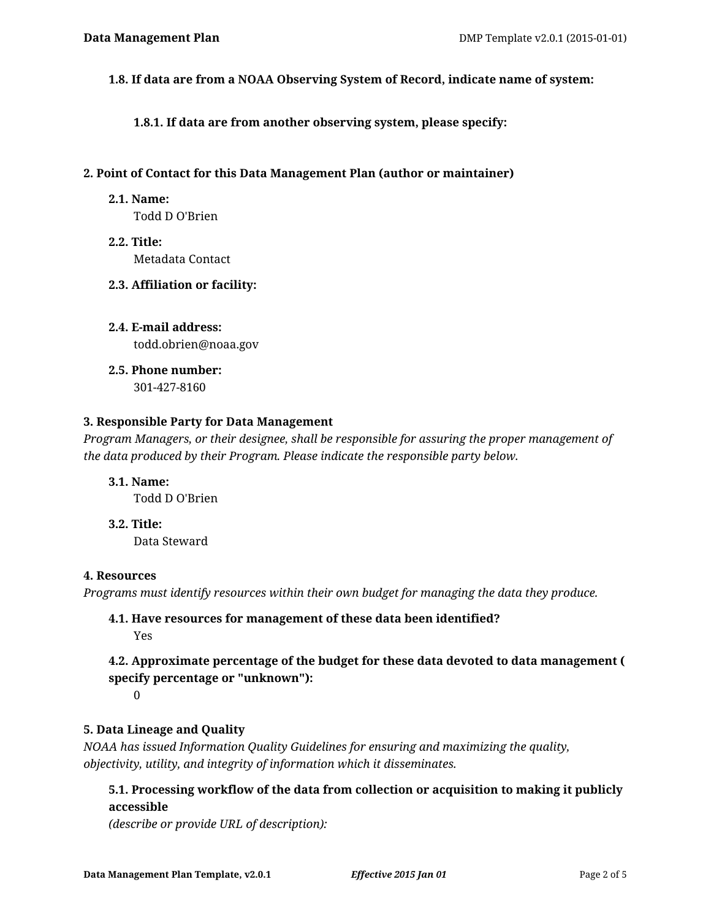### 1.8. If data are from a NOAA Observing System of Record, indicate name of system:

#### 1.8.1. If data are from another observing system, please specify:

## 2. Point of Contact for this Data Management Plan (author or maintainer)

### 2.1. Name:
Todd D O'Brien

### 2.2. Title:
Metadata Contact

### 2.3. Affiliation or facility:

### 2.4. E-mail address:
todd.obrien@noaa.gov

### 2.5. Phone number:
301-427-8160

## 3. Responsible Party for Data Management

*Program Managers, or their designee, shall be responsible for assuring the proper management of the data produced by their Program. Please indicate the responsible party below.*

### 3.1. Name:
Todd D O'Brien

### 3.2. Title:
Data Steward

## 4. Resources

*Programs must identify resources within their own budget for managing the data they produce.*

### 4.1. Have resources for management of these data been identified?
Yes

### 4.2. Approximate percentage of the budget for these data devoted to data management ( specify percentage or "unknown"):
0

## 5. Data Lineage and Quality

*NOAA has issued Information Quality Guidelines for ensuring and maximizing the quality, objectivity, utility, and integrity of information which it disseminates.*

### 5.1. Processing workflow of the data from collection or acquisition to making it publicly accessible

*(describe or provide URL of description):*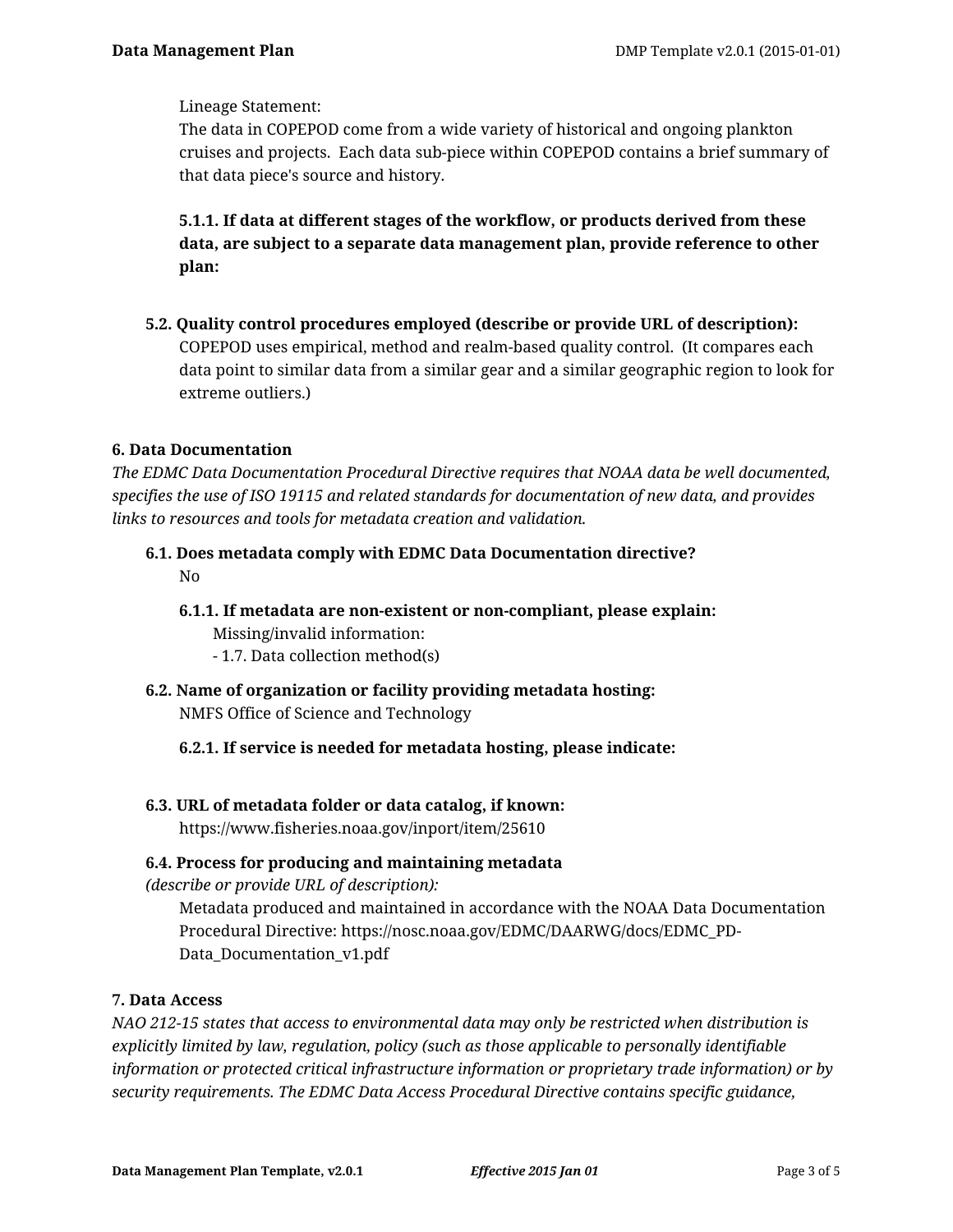Lineage Statement:
The data in COPEPOD come from a wide variety of historical and ongoing plankton cruises and projects. Each data sub-piece within COPEPOD contains a brief summary of that data piece's source and history.

**5.1.1. If data at different stages of the workflow, or products derived from these data, are subject to a separate data management plan, provide reference to other plan:**

**5.2. Quality control procedures employed (describe or provide URL of description):**
COPEPOD uses empirical, method and realm-based quality control. (It compares each data point to similar data from a similar gear and a similar geographic region to look for extreme outliers.)

**6. Data Documentation**

*The EDMC Data Documentation Procedural Directive requires that NOAA data be well documented, specifies the use of ISO 19115 and related standards for documentation of new data, and provides links to resources and tools for metadata creation and validation.*

**6.1. Does metadata comply with EDMC Data Documentation directive?**
No

**6.1.1. If metadata are non-existent or non-compliant, please explain:**
Missing/invalid information:
- 1.7. Data collection method(s)

**6.2. Name of organization or facility providing metadata hosting:**
NMFS Office of Science and Technology

**6.2.1. If service is needed for metadata hosting, please indicate:**

**6.3. URL of metadata folder or data catalog, if known:**
https://www.fisheries.noaa.gov/inport/item/25610

**6.4. Process for producing and maintaining metadata**
*(describe or provide URL of description):*
Metadata produced and maintained in accordance with the NOAA Data Documentation Procedural Directive: https://nosc.noaa.gov/EDMC/DAARWG/docs/EDMC_PD-Data_Documentation_v1.pdf

**7. Data Access**

*NAO 212-15 states that access to environmental data may only be restricted when distribution is explicitly limited by law, regulation, policy (such as those applicable to personally identifiable information or protected critical infrastructure information or proprietary trade information) or by security requirements. The EDMC Data Access Procedural Directive contains specific guidance,*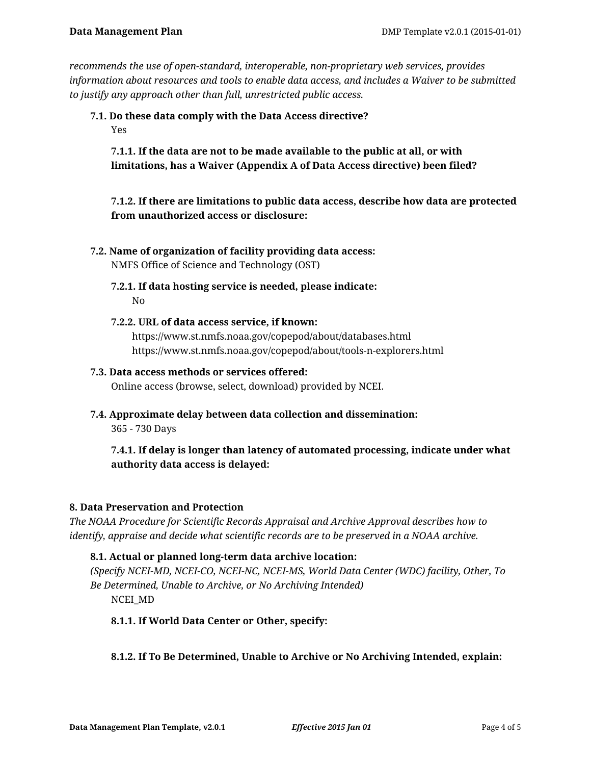*recommends the use of open-standard, interoperable, non-proprietary web services, provides information about resources and tools to enable data access, and includes a Waiver to be submitted to justify any approach other than full, unrestricted public access.*

**7.1. Do these data comply with the Data Access directive?**

Yes

**7.1.1. If the data are not to be made available to the public at all, or with limitations, has a Waiver (Appendix A of Data Access directive) been filed?**

**7.1.2. If there are limitations to public data access, describe how data are protected from unauthorized access or disclosure:**

**7.2. Name of organization of facility providing data access:**

NMFS Office of Science and Technology (OST)

**7.2.1. If data hosting service is needed, please indicate:**

No

**7.2.2. URL of data access service, if known:**

https://www.st.nmfs.noaa.gov/copepod/about/databases.html
https://www.st.nmfs.noaa.gov/copepod/about/tools-n-explorers.html

**7.3. Data access methods or services offered:**

Online access (browse, select, download) provided by NCEI.

**7.4. Approximate delay between data collection and dissemination:**

365 - 730 Days

**7.4.1. If delay is longer than latency of automated processing, indicate under what authority data access is delayed:**

### 8. Data Preservation and Protection

*The NOAA Procedure for Scientific Records Appraisal and Archive Approval describes how to identify, appraise and decide what scientific records are to be preserved in a NOAA archive.*

**8.1. Actual or planned long-term data archive location:**

*(Specify NCEI-MD, NCEI-CO, NCEI-NC, NCEI-MS, World Data Center (WDC) facility, Other, To Be Determined, Unable to Archive, or No Archiving Intended)*

NCEI_MD

**8.1.1. If World Data Center or Other, specify:**

**8.1.2. If To Be Determined, Unable to Archive or No Archiving Intended, explain:**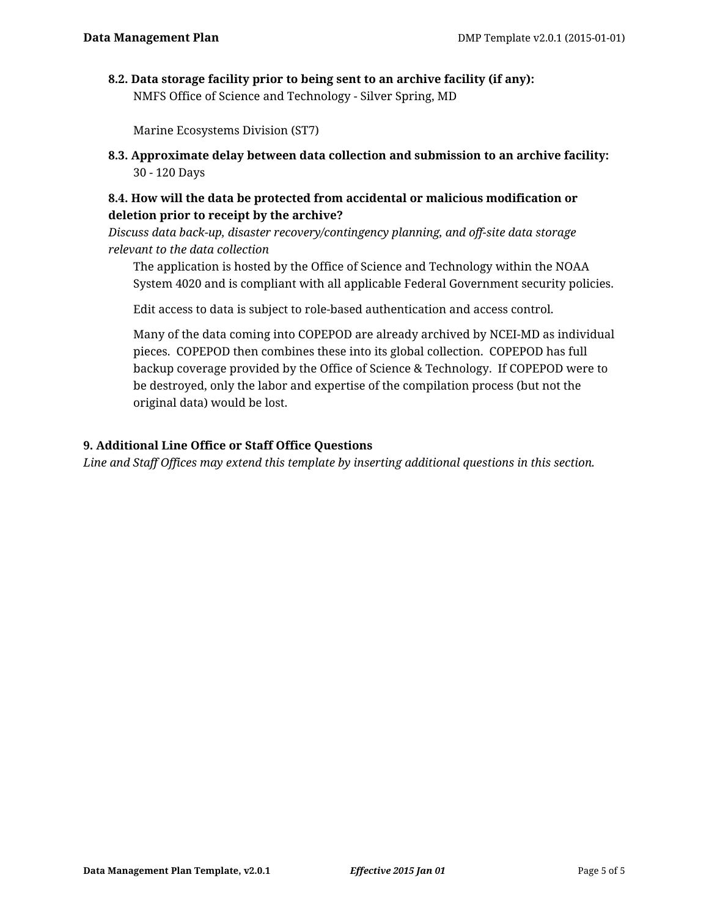**8.2. Data storage facility prior to being sent to an archive facility (if any):**

NMFS Office of Science and Technology - Silver Spring, MD

Marine Ecosystems Division (ST7)

**8.3. Approximate delay between data collection and submission to an archive facility:**

30 - 120 Days

**8.4. How will the data be protected from accidental or malicious modification or deletion prior to receipt by the archive?**

*Discuss data back-up, disaster recovery/contingency planning, and off-site data storage relevant to the data collection*

The application is hosted by the Office of Science and Technology within the NOAA System 4020 and is compliant with all applicable Federal Government security policies.

Edit access to data is subject to role-based authentication and access control.

Many of the data coming into COPEPOD are already archived by NCEI-MD as individual pieces. COPEPOD then combines these into its global collection. COPEPOD has full backup coverage provided by the Office of Science & Technology. If COPEPOD were to be destroyed, only the labor and expertise of the compilation process (but not the original data) would be lost.

### 9. Additional Line Office or Staff Office Questions

*Line and Staff Offices may extend this template by inserting additional questions in this section.*